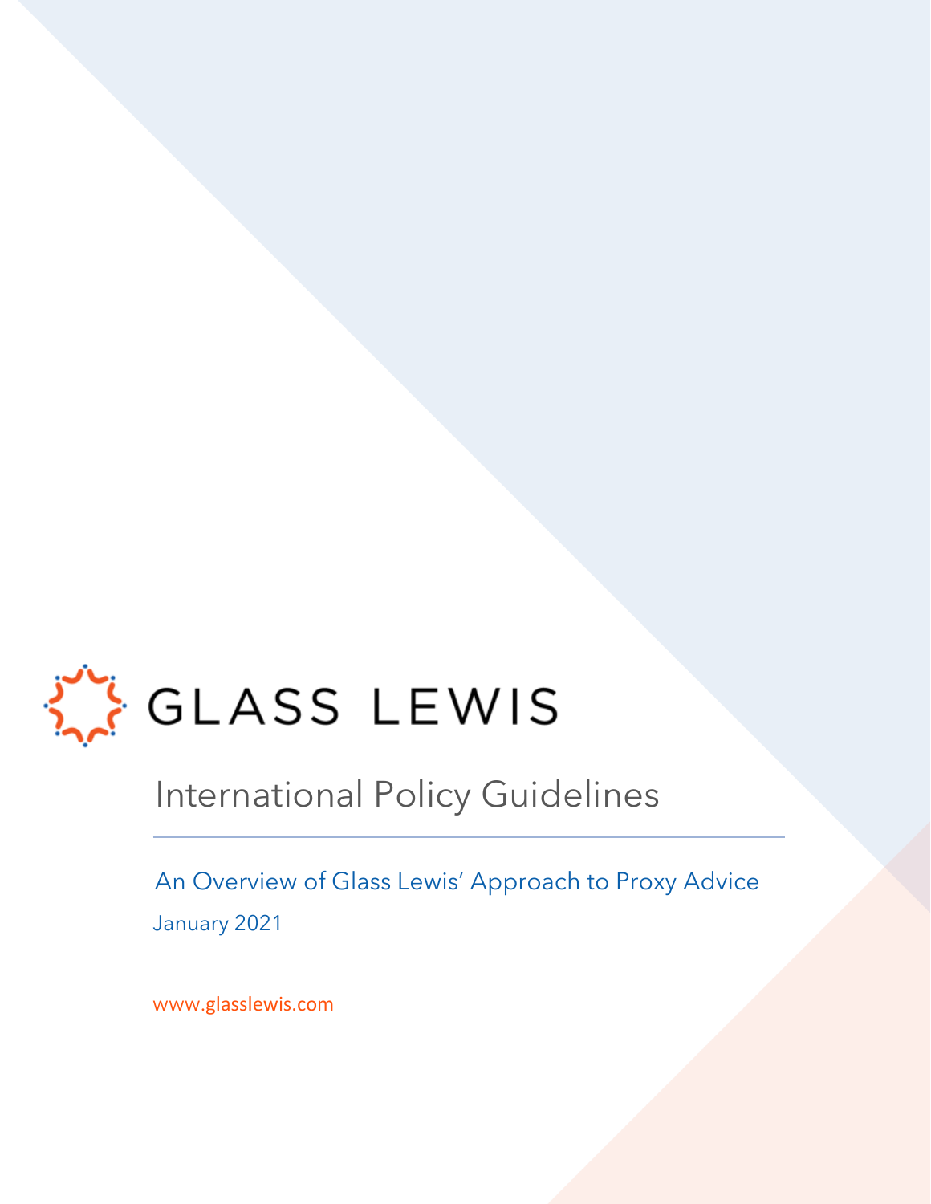GLASS LEWIS

# International Policy Guidelines

An Overview of Glass Lewis' Approach to Proxy Advice

January 2021

www.glasslewis.com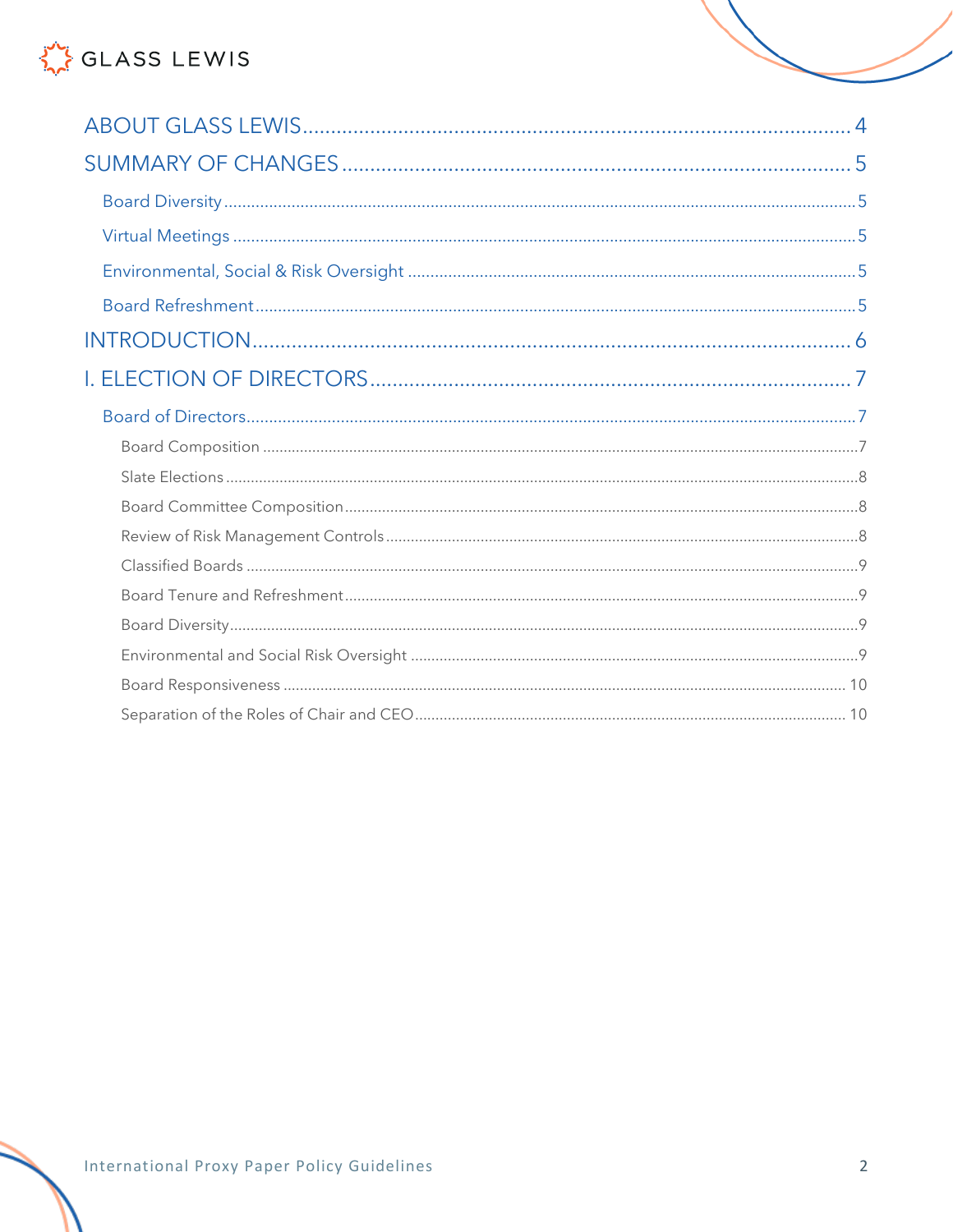ABOUT GLASS LEWIS ........................................................................................................ 4

SUMMARY OF CHANGES ........................................................................................................ 5

- Board Diversity ........................................................................................................ 5
- Virtual Meetings ........................................................................................................ 5
- Environmental, Social & Risk Oversight ........................................................................................................ 5
- Board Refreshment ........................................................................................................ 5

INTRODUCTION ........................................................................................................ 6

I. ELECTION OF DIRECTORS ........................................................................................................ 7

- Board of Directors ........................................................................................................ 7
  - Board Composition ........................................................................................................ 7
  - Slate Elections ........................................................................................................ 8
  - Board Committee Composition ........................................................................................................ 8
  - Review of Risk Management Controls ........................................................................................................ 8
  - Classified Boards ........................................................................................................ 9
  - Board Tenure and Refreshment ........................................................................................................ 9
  - Board Diversity ........................................................................................................ 9
  - Environmental and Social Risk Oversight ........................................................................................................ 9
  - Board Responsiveness ........................................................................................................ 10
  - Separation of the Roles of Chair and CEO ........................................................................................................ 10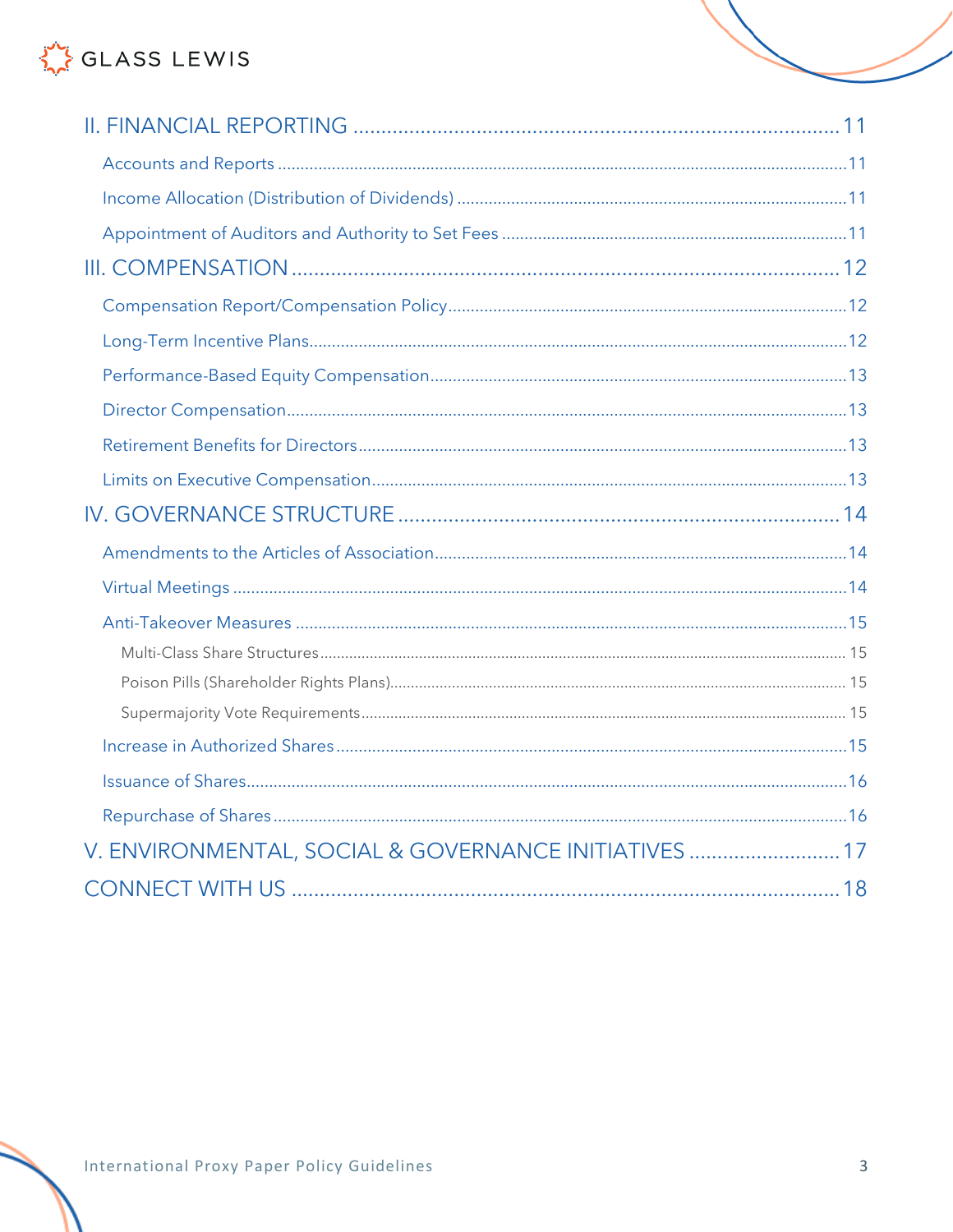II. FINANCIAL REPORTING ........................................................................................ 11

- Accounts and Reports ........................................................................................ 11
- Income Allocation (Distribution of Dividends) ........................................................................................ 11
- Appointment of Auditors and Authority to Set Fees ........................................................................................ 11

III. COMPENSATION ........................................................................................ 12

- Compensation Report/Compensation Policy ........................................................................................ 12
- Long-Term Incentive Plans ........................................................................................ 12
- Performance-Based Equity Compensation ........................................................................................ 13
- Director Compensation ........................................................................................ 13
- Retirement Benefits for Directors ........................................................................................ 13
- Limits on Executive Compensation ........................................................................................ 13

IV. GOVERNANCE STRUCTURE ........................................................................................ 14

- Amendments to the Articles of Association ........................................................................................ 14
- Virtual Meetings ........................................................................................ 14
- Anti-Takeover Measures ........................................................................................ 15
  - Multi-Class Share Structures ........................................................................................ 15
  - Poison Pills (Shareholder Rights Plans) ........................................................................................ 15
  - Supermajority Vote Requirements ........................................................................................ 15
- Increase in Authorized Shares ........................................................................................ 15
- Issuance of Shares ........................................................................................ 16
- Repurchase of Shares ........................................................................................ 16

V. ENVIRONMENTAL, SOCIAL & GOVERNANCE INITIATIVES ........................................................................................ 17

CONNECT WITH US ........................................................................................ 18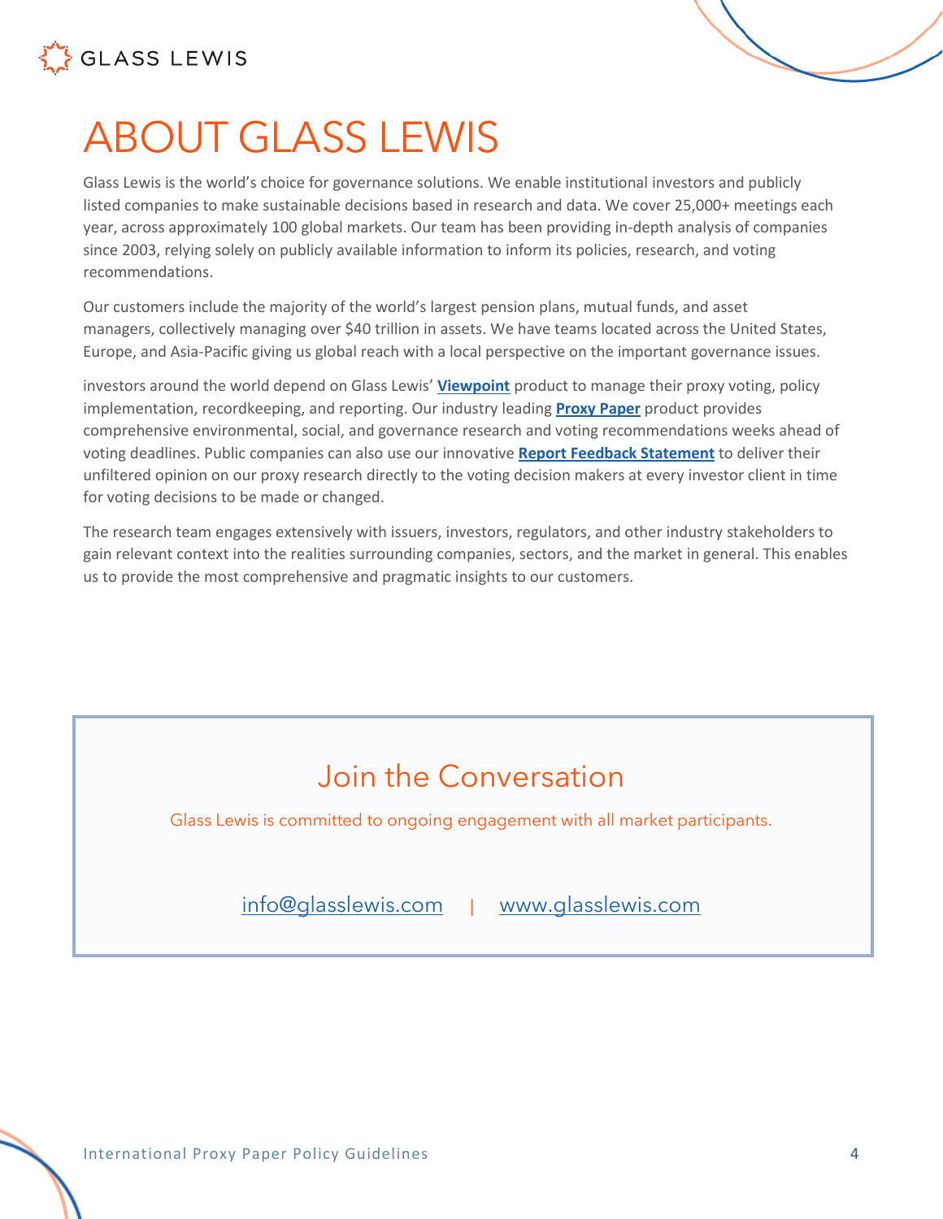# ABOUT GLASS LEWIS

Glass Lewis is the world's choice for governance solutions. We enable institutional investors and publicly listed companies to make sustainable decisions based in research and data. We cover 25,000+ meetings each year, across approximately 100 global markets. Our team has been providing in-depth analysis of companies since 2003, relying solely on publicly available information to inform its policies, research, and voting recommendations.

Our customers include the majority of the world's largest pension plans, mutual funds, and asset managers, collectively managing over $40 trillion in assets. We have teams located across the United States, Europe, and Asia-Pacific giving us global reach with a local perspective on the important governance issues.

investors around the world depend on Glass Lewis' **Viewpoint** product to manage their proxy voting, policy implementation, recordkeeping, and reporting. Our industry leading **Proxy Paper** product provides comprehensive environmental, social, and governance research and voting recommendations weeks ahead of voting deadlines. Public companies can also use our innovative **Report Feedback Statement** to deliver their unfiltered opinion on our proxy research directly to the voting decision makers at every investor client in time for voting decisions to be made or changed.

The research team engages extensively with issuers, investors, regulators, and other industry stakeholders to gain relevant context into the realities surrounding companies, sectors, and the market in general. This enables us to provide the most comprehensive and pragmatic insights to our customers.

## Join the Conversation

Glass Lewis is committed to ongoing engagement with all market participants.

info@glasslewis.com | www.glasslewis.com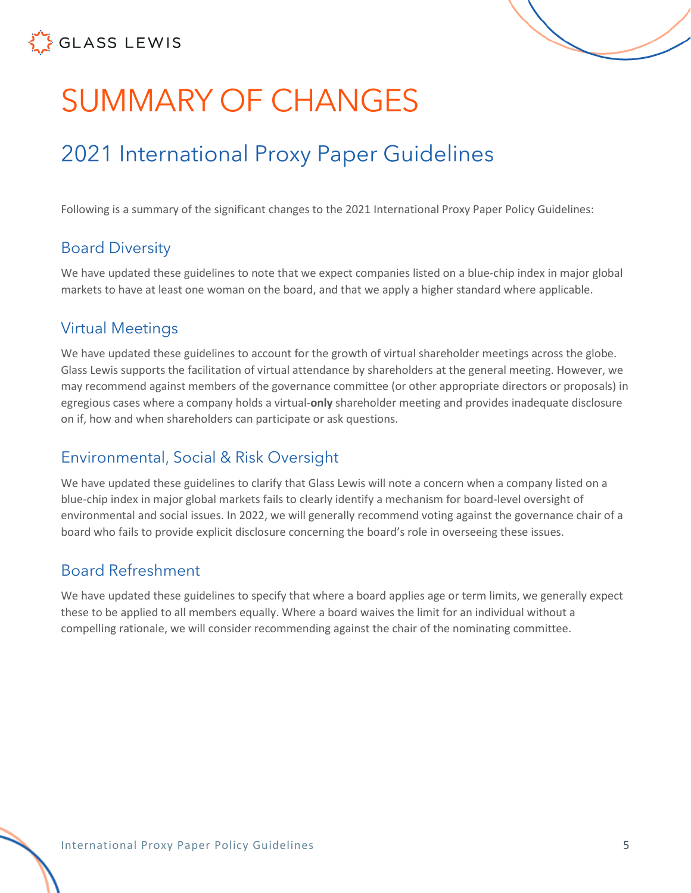# SUMMARY OF CHANGES

## 2021 International Proxy Paper Guidelines

Following is a summary of the significant changes to the 2021 International Proxy Paper Policy Guidelines:

### Board Diversity

We have updated these guidelines to note that we expect companies listed on a blue-chip index in major global markets to have at least one woman on the board, and that we apply a higher standard where applicable.

### Virtual Meetings

We have updated these guidelines to account for the growth of virtual shareholder meetings across the globe. Glass Lewis supports the facilitation of virtual attendance by shareholders at the general meeting. However, we may recommend against members of the governance committee (or other appropriate directors or proposals) in egregious cases where a company holds a virtual-**only** shareholder meeting and provides inadequate disclosure on if, how and when shareholders can participate or ask questions.

### Environmental, Social & Risk Oversight

We have updated these guidelines to clarify that Glass Lewis will note a concern when a company listed on a blue-chip index in major global markets fails to clearly identify a mechanism for board-level oversight of environmental and social issues. In 2022, we will generally recommend voting against the governance chair of a board who fails to provide explicit disclosure concerning the board's role in overseeing these issues.

### Board Refreshment

We have updated these guidelines to specify that where a board applies age or term limits, we generally expect these to be applied to all members equally. Where a board waives the limit for an individual without a compelling rationale, we will consider recommending against the chair of the nominating committee.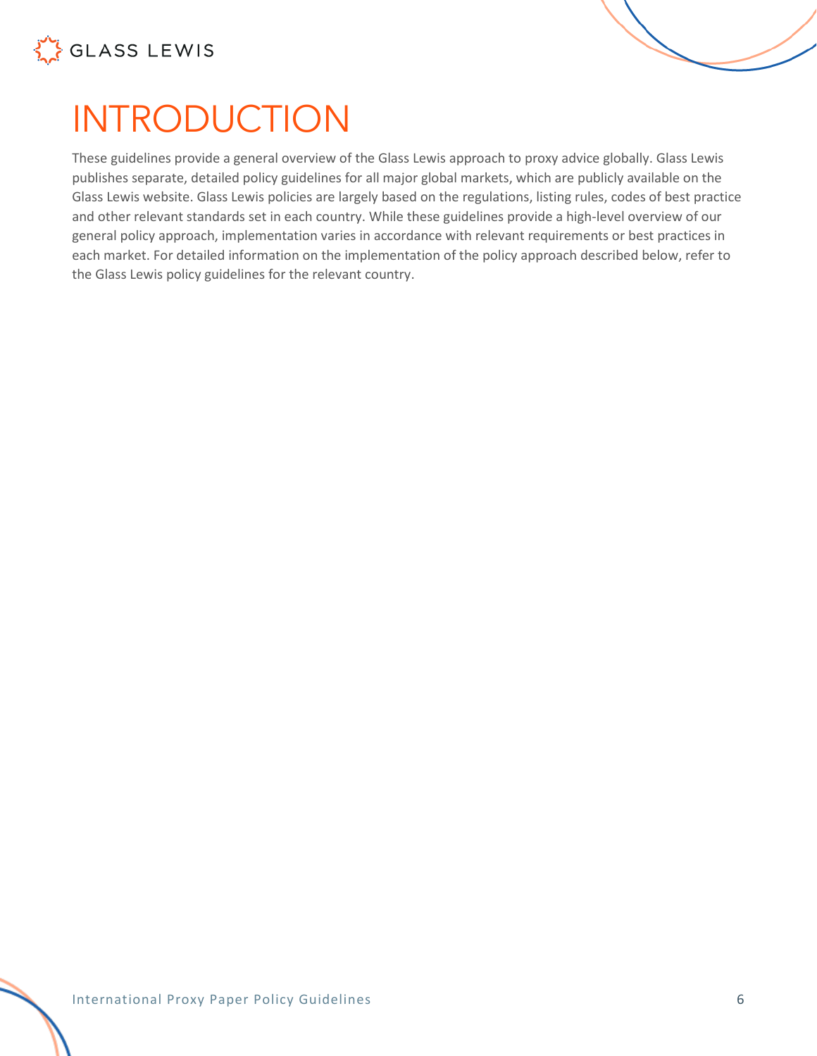# INTRODUCTION

These guidelines provide a general overview of the Glass Lewis approach to proxy advice globally. Glass Lewis publishes separate, detailed policy guidelines for all major global markets, which are publicly available on the Glass Lewis website. Glass Lewis policies are largely based on the regulations, listing rules, codes of best practice and other relevant standards set in each country. While these guidelines provide a high-level overview of our general policy approach, implementation varies in accordance with relevant requirements or best practices in each market. For detailed information on the implementation of the policy approach described below, refer to the Glass Lewis policy guidelines for the relevant country.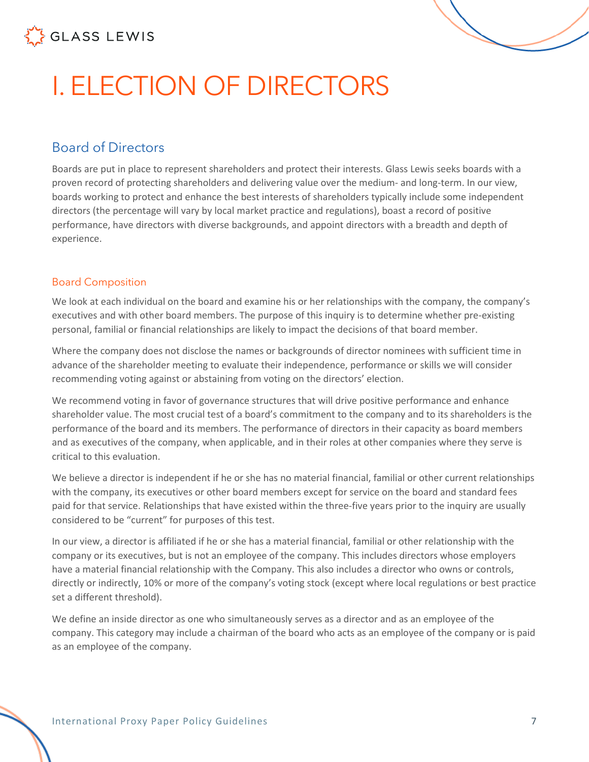# I. ELECTION OF DIRECTORS

## Board of Directors

Boards are put in place to represent shareholders and protect their interests. Glass Lewis seeks boards with a proven record of protecting shareholders and delivering value over the medium- and long-term. In our view, boards working to protect and enhance the best interests of shareholders typically include some independent directors (the percentage will vary by local market practice and regulations), boast a record of positive performance, have directors with diverse backgrounds, and appoint directors with a breadth and depth of experience.

### Board Composition

We look at each individual on the board and examine his or her relationships with the company, the company's executives and with other board members. The purpose of this inquiry is to determine whether pre-existing personal, familial or financial relationships are likely to impact the decisions of that board member.

Where the company does not disclose the names or backgrounds of director nominees with sufficient time in advance of the shareholder meeting to evaluate their independence, performance or skills we will consider recommending voting against or abstaining from voting on the directors' election.

We recommend voting in favor of governance structures that will drive positive performance and enhance shareholder value. The most crucial test of a board's commitment to the company and to its shareholders is the performance of the board and its members. The performance of directors in their capacity as board members and as executives of the company, when applicable, and in their roles at other companies where they serve is critical to this evaluation.

We believe a director is independent if he or she has no material financial, familial or other current relationships with the company, its executives or other board members except for service on the board and standard fees paid for that service. Relationships that have existed within the three-five years prior to the inquiry are usually considered to be "current" for purposes of this test.

In our view, a director is affiliated if he or she has a material financial, familial or other relationship with the company or its executives, but is not an employee of the company. This includes directors whose employers have a material financial relationship with the Company. This also includes a director who owns or controls, directly or indirectly, 10% or more of the company's voting stock (except where local regulations or best practice set a different threshold).

We define an inside director as one who simultaneously serves as a director and as an employee of the company. This category may include a chairman of the board who acts as an employee of the company or is paid as an employee of the company.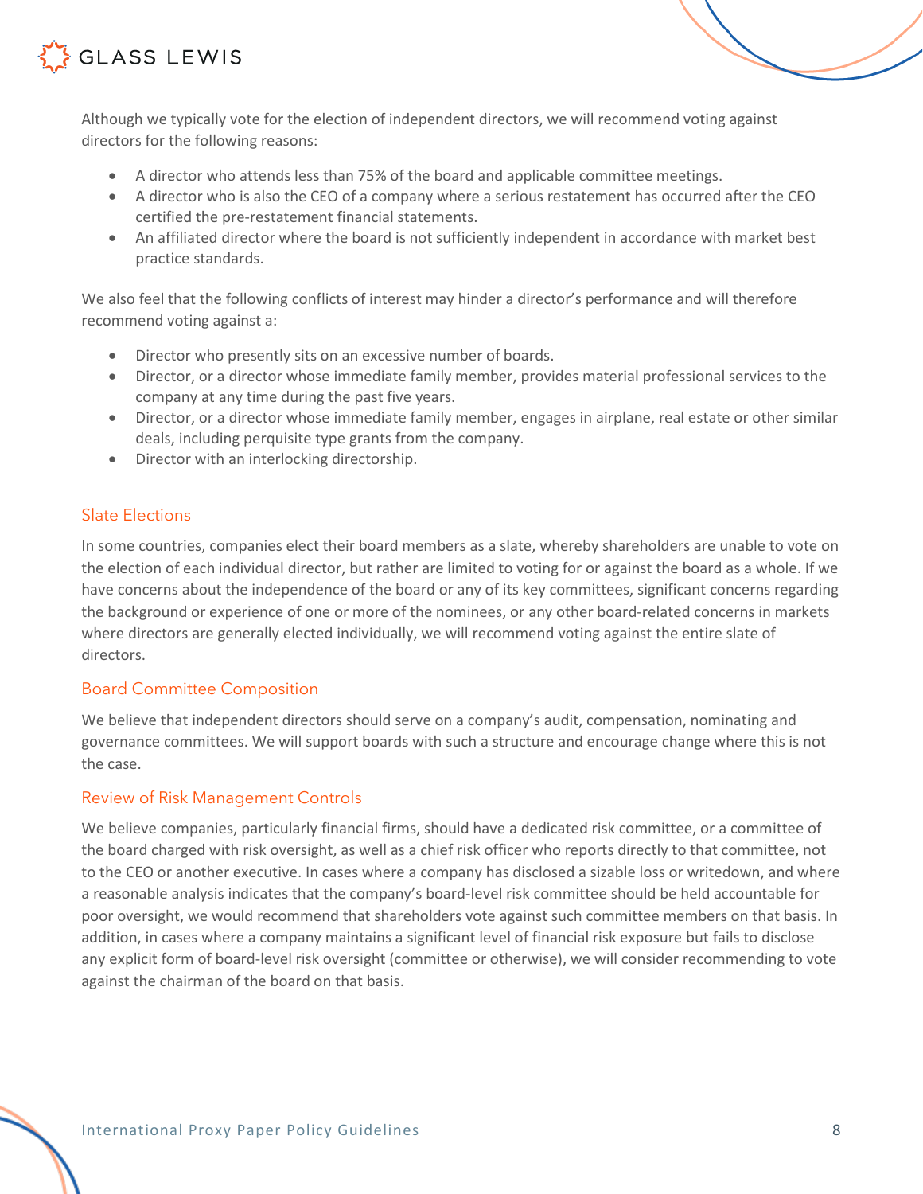Although we typically vote for the election of independent directors, we will recommend voting against directors for the following reasons:

- A director who attends less than 75% of the board and applicable committee meetings.
- A director who is also the CEO of a company where a serious restatement has occurred after the CEO certified the pre-restatement financial statements.
- An affiliated director where the board is not sufficiently independent in accordance with market best practice standards.

We also feel that the following conflicts of interest may hinder a director's performance and will therefore recommend voting against a:

- Director who presently sits on an excessive number of boards.
- Director, or a director whose immediate family member, provides material professional services to the company at any time during the past five years.
- Director, or a director whose immediate family member, engages in airplane, real estate or other similar deals, including perquisite type grants from the company.
- Director with an interlocking directorship.

## Slate Elections

In some countries, companies elect their board members as a slate, whereby shareholders are unable to vote on the election of each individual director, but rather are limited to voting for or against the board as a whole. If we have concerns about the independence of the board or any of its key committees, significant concerns regarding the background or experience of one or more of the nominees, or any other board-related concerns in markets where directors are generally elected individually, we will recommend voting against the entire slate of directors.

## Board Committee Composition

We believe that independent directors should serve on a company's audit, compensation, nominating and governance committees. We will support boards with such a structure and encourage change where this is not the case.

## Review of Risk Management Controls

We believe companies, particularly financial firms, should have a dedicated risk committee, or a committee of the board charged with risk oversight, as well as a chief risk officer who reports directly to that committee, not to the CEO or another executive. In cases where a company has disclosed a sizable loss or writedown, and where a reasonable analysis indicates that the company's board-level risk committee should be held accountable for poor oversight, we would recommend that shareholders vote against such committee members on that basis. In addition, in cases where a company maintains a significant level of financial risk exposure but fails to disclose any explicit form of board-level risk oversight (committee or otherwise), we will consider recommending to vote against the chairman of the board on that basis.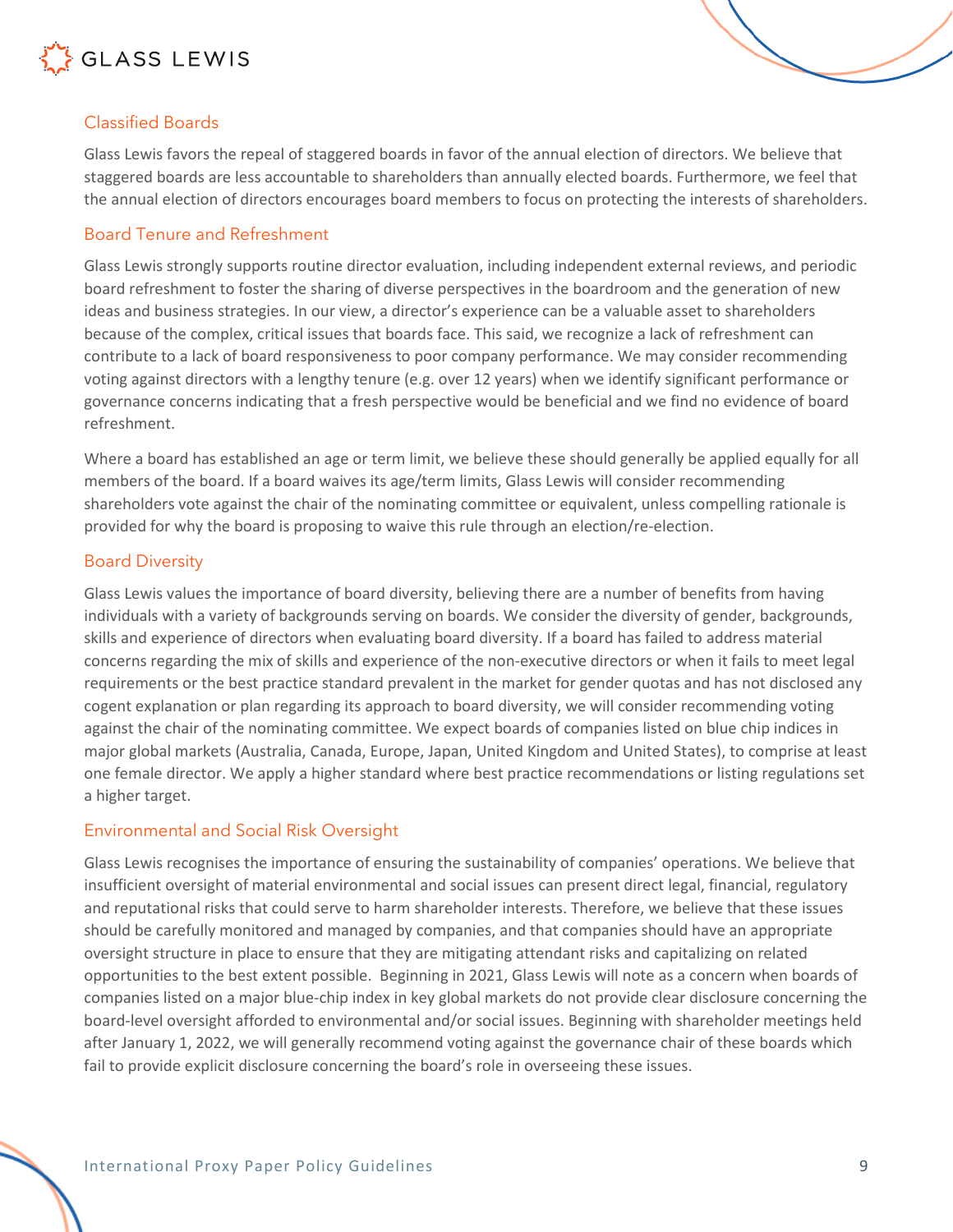## Classified Boards

Glass Lewis favors the repeal of staggered boards in favor of the annual election of directors. We believe that staggered boards are less accountable to shareholders than annually elected boards. Furthermore, we feel that the annual election of directors encourages board members to focus on protecting the interests of shareholders.

## Board Tenure and Refreshment

Glass Lewis strongly supports routine director evaluation, including independent external reviews, and periodic board refreshment to foster the sharing of diverse perspectives in the boardroom and the generation of new ideas and business strategies. In our view, a director's experience can be a valuable asset to shareholders because of the complex, critical issues that boards face. This said, we recognize a lack of refreshment can contribute to a lack of board responsiveness to poor company performance. We may consider recommending voting against directors with a lengthy tenure (e.g. over 12 years) when we identify significant performance or governance concerns indicating that a fresh perspective would be beneficial and we find no evidence of board refreshment.

Where a board has established an age or term limit, we believe these should generally be applied equally for all members of the board. If a board waives its age/term limits, Glass Lewis will consider recommending shareholders vote against the chair of the nominating committee or equivalent, unless compelling rationale is provided for why the board is proposing to waive this rule through an election/re-election.

## Board Diversity

Glass Lewis values the importance of board diversity, believing there are a number of benefits from having individuals with a variety of backgrounds serving on boards. We consider the diversity of gender, backgrounds, skills and experience of directors when evaluating board diversity. If a board has failed to address material concerns regarding the mix of skills and experience of the non-executive directors or when it fails to meet legal requirements or the best practice standard prevalent in the market for gender quotas and has not disclosed any cogent explanation or plan regarding its approach to board diversity, we will consider recommending voting against the chair of the nominating committee. We expect boards of companies listed on blue chip indices in major global markets (Australia, Canada, Europe, Japan, United Kingdom and United States), to comprise at least one female director. We apply a higher standard where best practice recommendations or listing regulations set a higher target.

## Environmental and Social Risk Oversight

Glass Lewis recognises the importance of ensuring the sustainability of companies' operations. We believe that insufficient oversight of material environmental and social issues can present direct legal, financial, regulatory and reputational risks that could serve to harm shareholder interests. Therefore, we believe that these issues should be carefully monitored and managed by companies, and that companies should have an appropriate oversight structure in place to ensure that they are mitigating attendant risks and capitalizing on related opportunities to the best extent possible. Beginning in 2021, Glass Lewis will note as a concern when boards of companies listed on a major blue-chip index in key global markets do not provide clear disclosure concerning the board-level oversight afforded to environmental and/or social issues. Beginning with shareholder meetings held after January 1, 2022, we will generally recommend voting against the governance chair of these boards which fail to provide explicit disclosure concerning the board's role in overseeing these issues.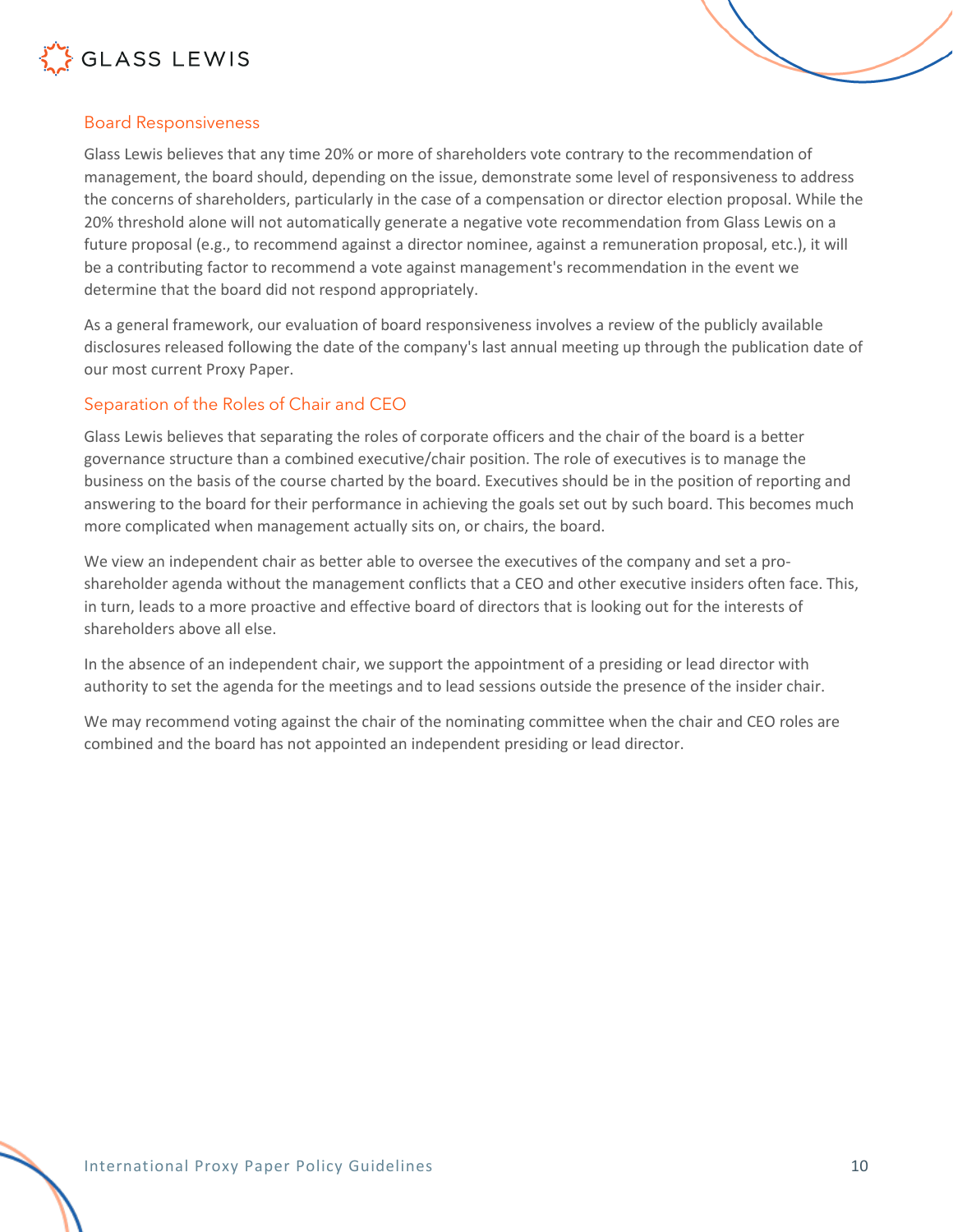### Board Responsiveness

Glass Lewis believes that any time 20% or more of shareholders vote contrary to the recommendation of management, the board should, depending on the issue, demonstrate some level of responsiveness to address the concerns of shareholders, particularly in the case of a compensation or director election proposal. While the 20% threshold alone will not automatically generate a negative vote recommendation from Glass Lewis on a future proposal (e.g., to recommend against a director nominee, against a remuneration proposal, etc.), it will be a contributing factor to recommend a vote against management's recommendation in the event we determine that the board did not respond appropriately.

As a general framework, our evaluation of board responsiveness involves a review of the publicly available disclosures released following the date of the company's last annual meeting up through the publication date of our most current Proxy Paper.

### Separation of the Roles of Chair and CEO

Glass Lewis believes that separating the roles of corporate officers and the chair of the board is a better governance structure than a combined executive/chair position. The role of executives is to manage the business on the basis of the course charted by the board. Executives should be in the position of reporting and answering to the board for their performance in achieving the goals set out by such board. This becomes much more complicated when management actually sits on, or chairs, the board.

We view an independent chair as better able to oversee the executives of the company and set a pro-shareholder agenda without the management conflicts that a CEO and other executive insiders often face. This, in turn, leads to a more proactive and effective board of directors that is looking out for the interests of shareholders above all else.

In the absence of an independent chair, we support the appointment of a presiding or lead director with authority to set the agenda for the meetings and to lead sessions outside the presence of the insider chair.

We may recommend voting against the chair of the nominating committee when the chair and CEO roles are combined and the board has not appointed an independent presiding or lead director.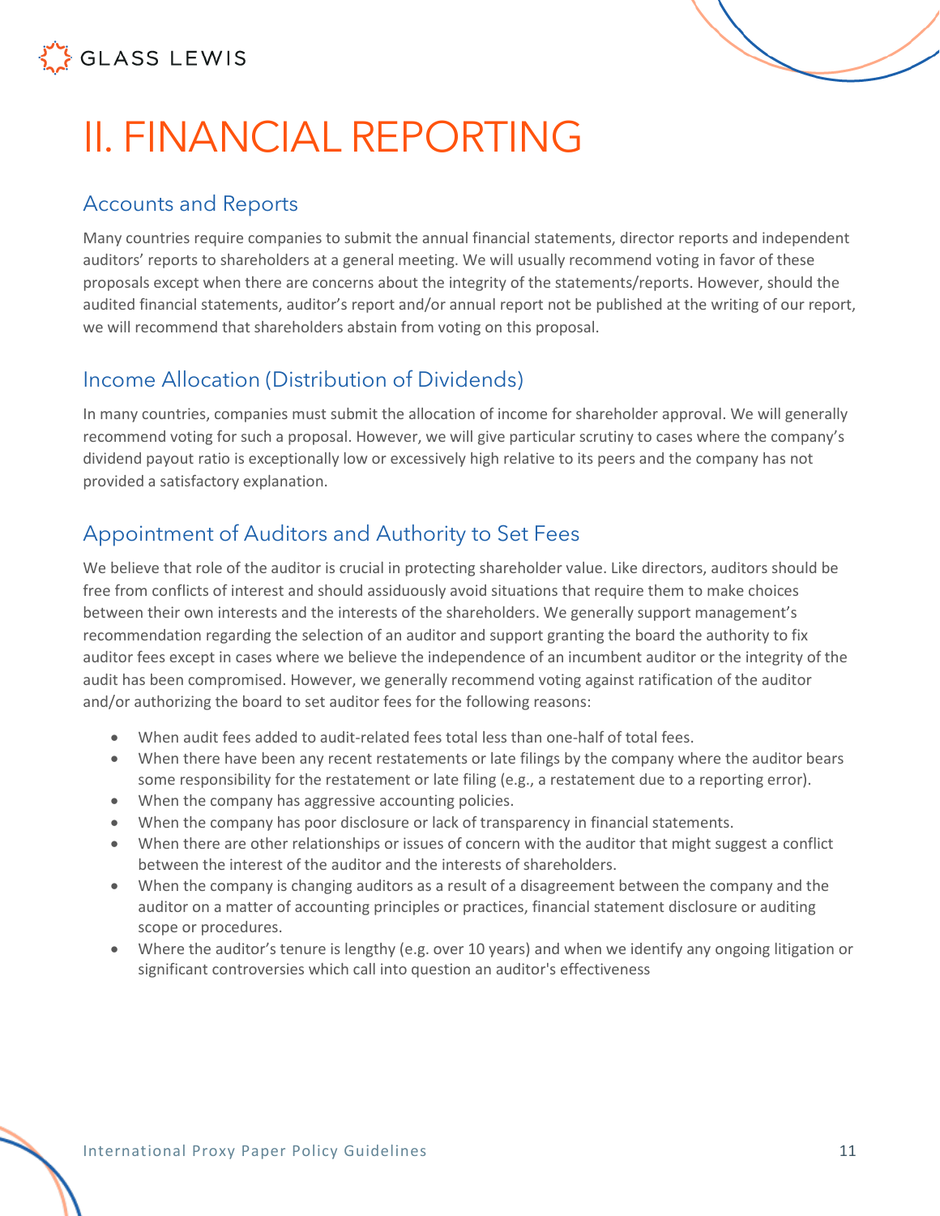# II. FINANCIAL REPORTING

## Accounts and Reports

Many countries require companies to submit the annual financial statements, director reports and independent auditors' reports to shareholders at a general meeting. We will usually recommend voting in favor of these proposals except when there are concerns about the integrity of the statements/reports. However, should the audited financial statements, auditor's report and/or annual report not be published at the writing of our report, we will recommend that shareholders abstain from voting on this proposal.

## Income Allocation (Distribution of Dividends)

In many countries, companies must submit the allocation of income for shareholder approval. We will generally recommend voting for such a proposal. However, we will give particular scrutiny to cases where the company's dividend payout ratio is exceptionally low or excessively high relative to its peers and the company has not provided a satisfactory explanation.

## Appointment of Auditors and Authority to Set Fees

We believe that role of the auditor is crucial in protecting shareholder value. Like directors, auditors should be free from conflicts of interest and should assiduously avoid situations that require them to make choices between their own interests and the interests of the shareholders. We generally support management's recommendation regarding the selection of an auditor and support granting the board the authority to fix auditor fees except in cases where we believe the independence of an incumbent auditor or the integrity of the audit has been compromised. However, we generally recommend voting against ratification of the auditor and/or authorizing the board to set auditor fees for the following reasons:

- When audit fees added to audit-related fees total less than one-half of total fees.
- When there have been any recent restatements or late filings by the company where the auditor bears some responsibility for the restatement or late filing (e.g., a restatement due to a reporting error).
- When the company has aggressive accounting policies.
- When the company has poor disclosure or lack of transparency in financial statements.
- When there are other relationships or issues of concern with the auditor that might suggest a conflict between the interest of the auditor and the interests of shareholders.
- When the company is changing auditors as a result of a disagreement between the company and the auditor on a matter of accounting principles or practices, financial statement disclosure or auditing scope or procedures.
- Where the auditor's tenure is lengthy (e.g. over 10 years) and when we identify any ongoing litigation or significant controversies which call into question an auditor's effectiveness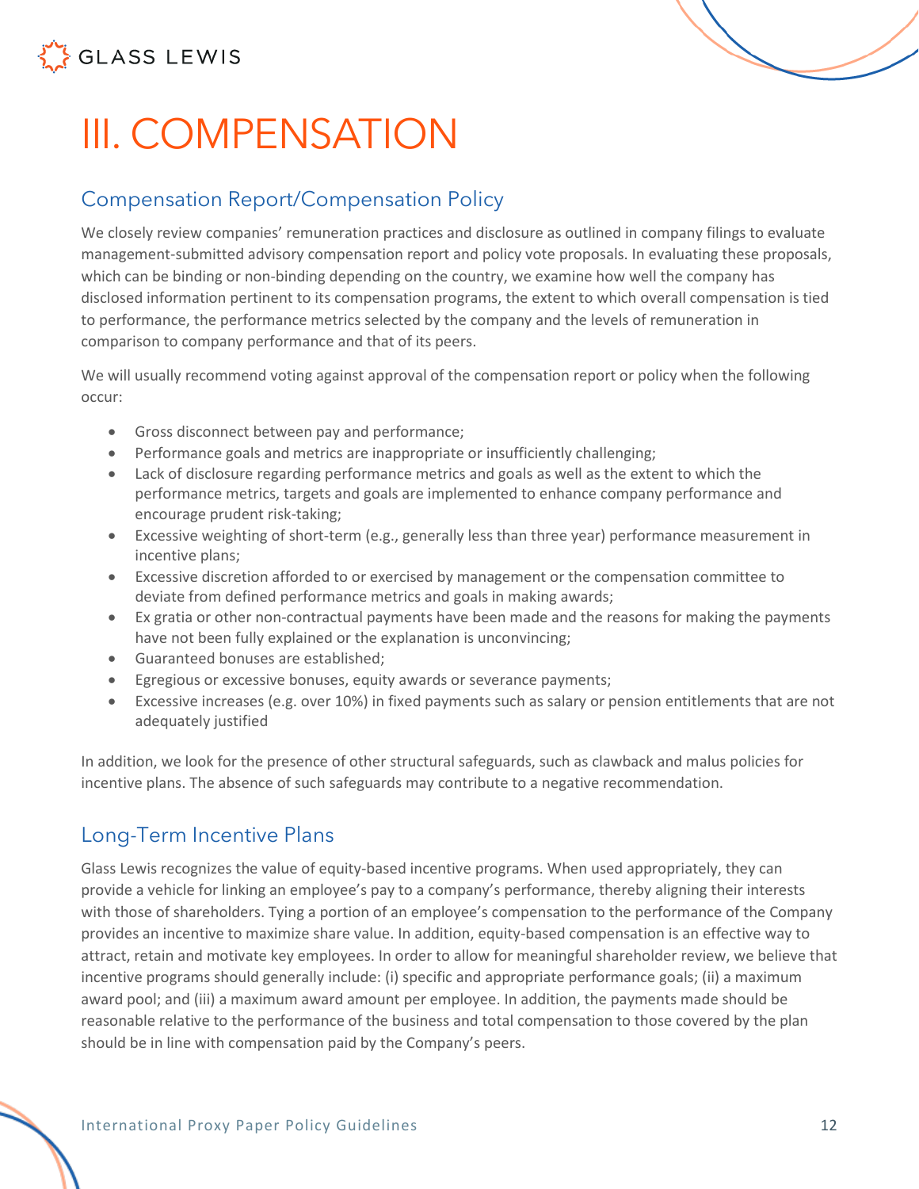# III. COMPENSATION

## Compensation Report/Compensation Policy

We closely review companies' remuneration practices and disclosure as outlined in company filings to evaluate management-submitted advisory compensation report and policy vote proposals. In evaluating these proposals, which can be binding or non-binding depending on the country, we examine how well the company has disclosed information pertinent to its compensation programs, the extent to which overall compensation is tied to performance, the performance metrics selected by the company and the levels of remuneration in comparison to company performance and that of its peers.

We will usually recommend voting against approval of the compensation report or policy when the following occur:

- Gross disconnect between pay and performance;
- Performance goals and metrics are inappropriate or insufficiently challenging;
- Lack of disclosure regarding performance metrics and goals as well as the extent to which the performance metrics, targets and goals are implemented to enhance company performance and encourage prudent risk-taking;
- Excessive weighting of short-term (e.g., generally less than three year) performance measurement in incentive plans;
- Excessive discretion afforded to or exercised by management or the compensation committee to deviate from defined performance metrics and goals in making awards;
- Ex gratia or other non-contractual payments have been made and the reasons for making the payments have not been fully explained or the explanation is unconvincing;
- Guaranteed bonuses are established;
- Egregious or excessive bonuses, equity awards or severance payments;
- Excessive increases (e.g. over 10%) in fixed payments such as salary or pension entitlements that are not adequately justified

In addition, we look for the presence of other structural safeguards, such as clawback and malus policies for incentive plans. The absence of such safeguards may contribute to a negative recommendation.

## Long-Term Incentive Plans

Glass Lewis recognizes the value of equity-based incentive programs. When used appropriately, they can provide a vehicle for linking an employee's pay to a company's performance, thereby aligning their interests with those of shareholders. Tying a portion of an employee's compensation to the performance of the Company provides an incentive to maximize share value. In addition, equity-based compensation is an effective way to attract, retain and motivate key employees. In order to allow for meaningful shareholder review, we believe that incentive programs should generally include: (i) specific and appropriate performance goals; (ii) a maximum award pool; and (iii) a maximum award amount per employee. In addition, the payments made should be reasonable relative to the performance of the business and total compensation to those covered by the plan should be in line with compensation paid by the Company's peers.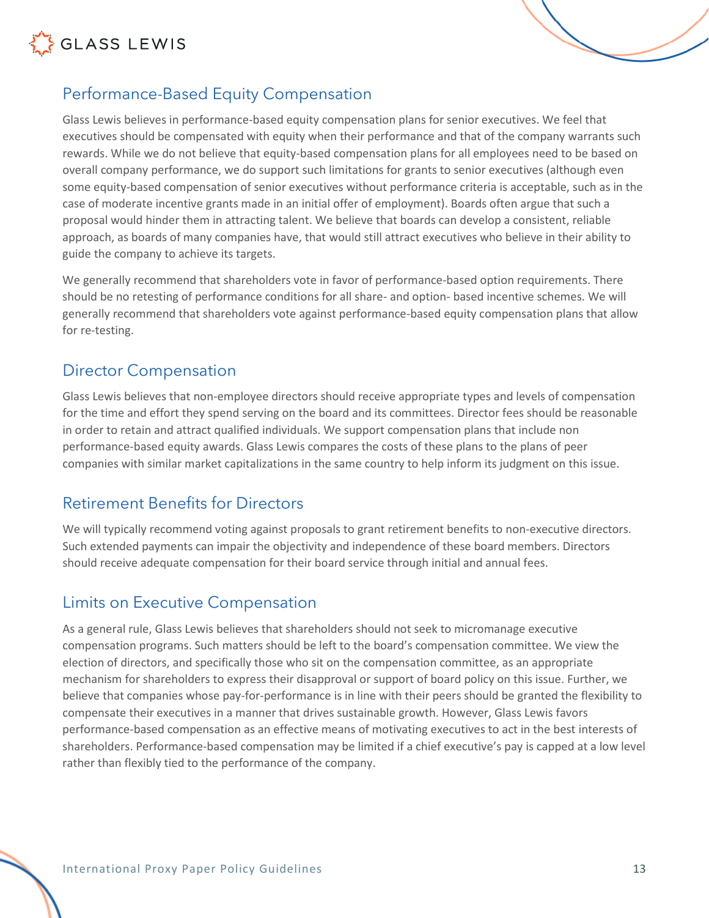## Performance-Based Equity Compensation

Glass Lewis believes in performance-based equity compensation plans for senior executives. We feel that executives should be compensated with equity when their performance and that of the company warrants such rewards. While we do not believe that equity-based compensation plans for all employees need to be based on overall company performance, we do support such limitations for grants to senior executives (although even some equity-based compensation of senior executives without performance criteria is acceptable, such as in the case of moderate incentive grants made in an initial offer of employment). Boards often argue that such a proposal would hinder them in attracting talent. We believe that boards can develop a consistent, reliable approach, as boards of many companies have, that would still attract executives who believe in their ability to guide the company to achieve its targets.

We generally recommend that shareholders vote in favor of performance-based option requirements. There should be no retesting of performance conditions for all share- and option- based incentive schemes. We will generally recommend that shareholders vote against performance-based equity compensation plans that allow for re-testing.

## Director Compensation

Glass Lewis believes that non-employee directors should receive appropriate types and levels of compensation for the time and effort they spend serving on the board and its committees. Director fees should be reasonable in order to retain and attract qualified individuals. We support compensation plans that include non performance-based equity awards. Glass Lewis compares the costs of these plans to the plans of peer companies with similar market capitalizations in the same country to help inform its judgment on this issue.

## Retirement Benefits for Directors

We will typically recommend voting against proposals to grant retirement benefits to non-executive directors. Such extended payments can impair the objectivity and independence of these board members. Directors should receive adequate compensation for their board service through initial and annual fees.

## Limits on Executive Compensation

As a general rule, Glass Lewis believes that shareholders should not seek to micromanage executive compensation programs. Such matters should be left to the board's compensation committee. We view the election of directors, and specifically those who sit on the compensation committee, as an appropriate mechanism for shareholders to express their disapproval or support of board policy on this issue. Further, we believe that companies whose pay-for-performance is in line with their peers should be granted the flexibility to compensate their executives in a manner that drives sustainable growth. However, Glass Lewis favors performance-based compensation as an effective means of motivating executives to act in the best interests of shareholders. Performance-based compensation may be limited if a chief executive's pay is capped at a low level rather than flexibly tied to the performance of the company.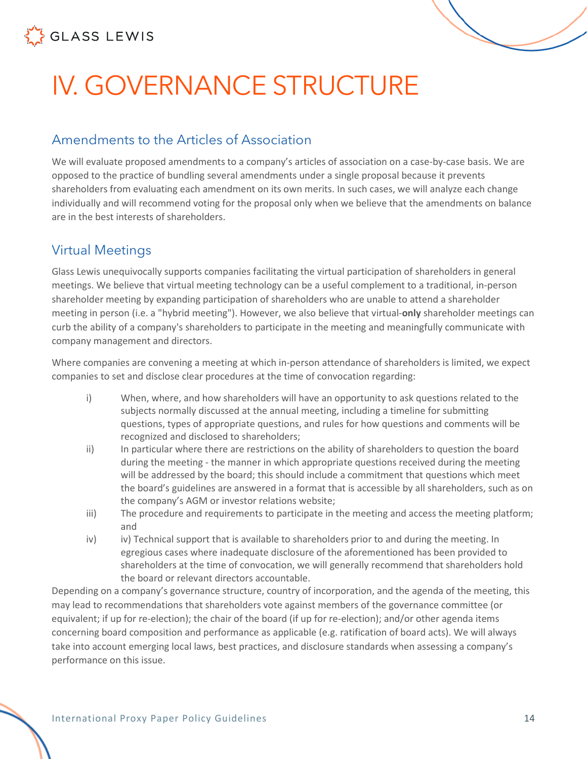# IV. GOVERNANCE STRUCTURE

## Amendments to the Articles of Association

We will evaluate proposed amendments to a company's articles of association on a case-by-case basis. We are opposed to the practice of bundling several amendments under a single proposal because it prevents shareholders from evaluating each amendment on its own merits. In such cases, we will analyze each change individually and will recommend voting for the proposal only when we believe that the amendments on balance are in the best interests of shareholders.

## Virtual Meetings

Glass Lewis unequivocally supports companies facilitating the virtual participation of shareholders in general meetings. We believe that virtual meeting technology can be a useful complement to a traditional, in-person shareholder meeting by expanding participation of shareholders who are unable to attend a shareholder meeting in person (i.e. a "hybrid meeting"). However, we also believe that virtual-**only** shareholder meetings can curb the ability of a company's shareholders to participate in the meeting and meaningfully communicate with company management and directors.

Where companies are convening a meeting at which in-person attendance of shareholders is limited, we expect companies to set and disclose clear procedures at the time of convocation regarding:

i) When, where, and how shareholders will have an opportunity to ask questions related to the subjects normally discussed at the annual meeting, including a timeline for submitting questions, types of appropriate questions, and rules for how questions and comments will be recognized and disclosed to shareholders;

ii) In particular where there are restrictions on the ability of shareholders to question the board during the meeting - the manner in which appropriate questions received during the meeting will be addressed by the board; this should include a commitment that questions which meet the board's guidelines are answered in a format that is accessible by all shareholders, such as on the company's AGM or investor relations website;

iii) The procedure and requirements to participate in the meeting and access the meeting platform; and

iv) iv) Technical support that is available to shareholders prior to and during the meeting. In egregious cases where inadequate disclosure of the aforementioned has been provided to shareholders at the time of convocation, we will generally recommend that shareholders hold the board or relevant directors accountable.

Depending on a company's governance structure, country of incorporation, and the agenda of the meeting, this may lead to recommendations that shareholders vote against members of the governance committee (or equivalent; if up for re-election); the chair of the board (if up for re-election); and/or other agenda items concerning board composition and performance as applicable (e.g. ratification of board acts). We will always take into account emerging local laws, best practices, and disclosure standards when assessing a company's performance on this issue.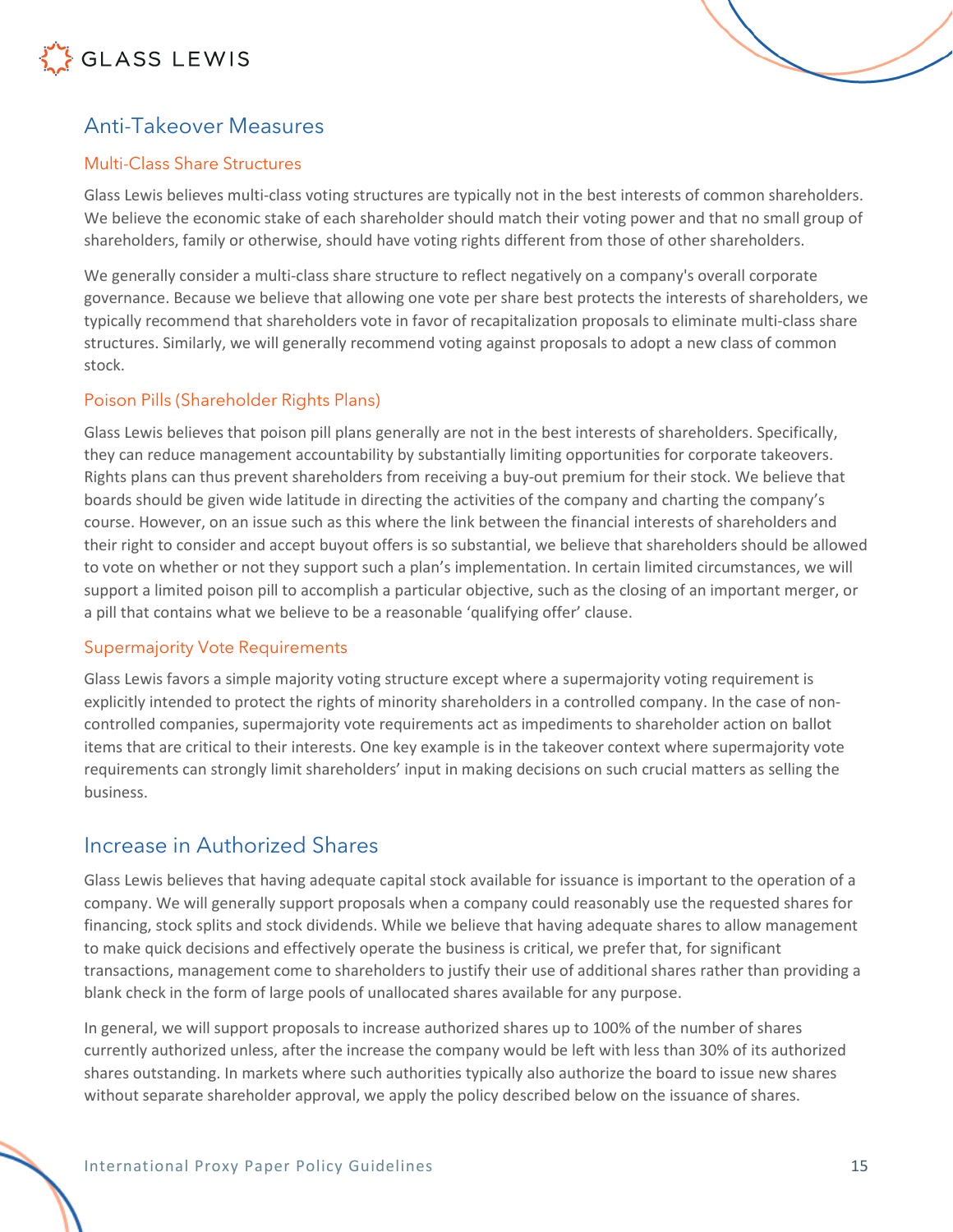## Anti-Takeover Measures

### Multi-Class Share Structures

Glass Lewis believes multi-class voting structures are typically not in the best interests of common shareholders. We believe the economic stake of each shareholder should match their voting power and that no small group of shareholders, family or otherwise, should have voting rights different from those of other shareholders.

We generally consider a multi-class share structure to reflect negatively on a company's overall corporate governance. Because we believe that allowing one vote per share best protects the interests of shareholders, we typically recommend that shareholders vote in favor of recapitalization proposals to eliminate multi-class share structures. Similarly, we will generally recommend voting against proposals to adopt a new class of common stock.

### Poison Pills (Shareholder Rights Plans)

Glass Lewis believes that poison pill plans generally are not in the best interests of shareholders. Specifically, they can reduce management accountability by substantially limiting opportunities for corporate takeovers. Rights plans can thus prevent shareholders from receiving a buy-out premium for their stock. We believe that boards should be given wide latitude in directing the activities of the company and charting the company's course. However, on an issue such as this where the link between the financial interests of shareholders and their right to consider and accept buyout offers is so substantial, we believe that shareholders should be allowed to vote on whether or not they support such a plan's implementation. In certain limited circumstances, we will support a limited poison pill to accomplish a particular objective, such as the closing of an important merger, or a pill that contains what we believe to be a reasonable 'qualifying offer' clause.

### Supermajority Vote Requirements

Glass Lewis favors a simple majority voting structure except where a supermajority voting requirement is explicitly intended to protect the rights of minority shareholders in a controlled company. In the case of non-controlled companies, supermajority vote requirements act as impediments to shareholder action on ballot items that are critical to their interests. One key example is in the takeover context where supermajority vote requirements can strongly limit shareholders' input in making decisions on such crucial matters as selling the business.

## Increase in Authorized Shares

Glass Lewis believes that having adequate capital stock available for issuance is important to the operation of a company. We will generally support proposals when a company could reasonably use the requested shares for financing, stock splits and stock dividends. While we believe that having adequate shares to allow management to make quick decisions and effectively operate the business is critical, we prefer that, for significant transactions, management come to shareholders to justify their use of additional shares rather than providing a blank check in the form of large pools of unallocated shares available for any purpose.

In general, we will support proposals to increase authorized shares up to 100% of the number of shares currently authorized unless, after the increase the company would be left with less than 30% of its authorized shares outstanding. In markets where such authorities typically also authorize the board to issue new shares without separate shareholder approval, we apply the policy described below on the issuance of shares.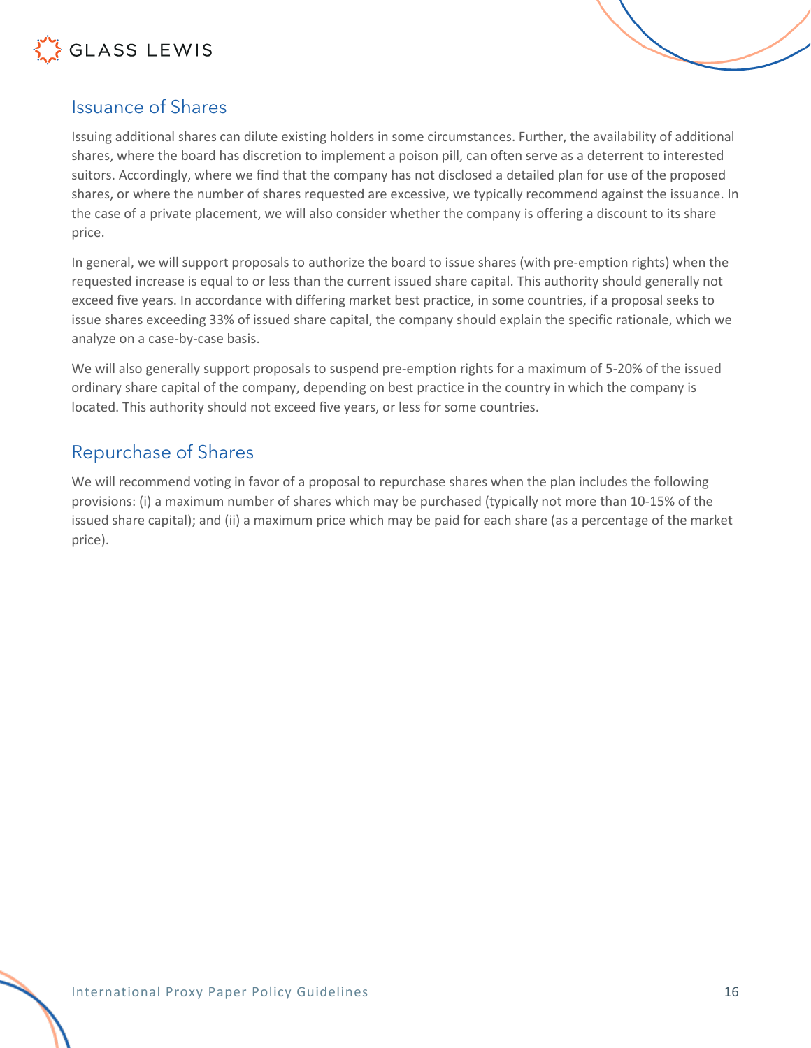## Issuance of Shares

Issuing additional shares can dilute existing holders in some circumstances. Further, the availability of additional shares, where the board has discretion to implement a poison pill, can often serve as a deterrent to interested suitors. Accordingly, where we find that the company has not disclosed a detailed plan for use of the proposed shares, or where the number of shares requested are excessive, we typically recommend against the issuance. In the case of a private placement, we will also consider whether the company is offering a discount to its share price.

In general, we will support proposals to authorize the board to issue shares (with pre-emption rights) when the requested increase is equal to or less than the current issued share capital. This authority should generally not exceed five years. In accordance with differing market best practice, in some countries, if a proposal seeks to issue shares exceeding 33% of issued share capital, the company should explain the specific rationale, which we analyze on a case-by-case basis.

We will also generally support proposals to suspend pre-emption rights for a maximum of 5-20% of the issued ordinary share capital of the company, depending on best practice in the country in which the company is located. This authority should not exceed five years, or less for some countries.

## Repurchase of Shares

We will recommend voting in favor of a proposal to repurchase shares when the plan includes the following provisions: (i) a maximum number of shares which may be purchased (typically not more than 10-15% of the issued share capital); and (ii) a maximum price which may be paid for each share (as a percentage of the market price).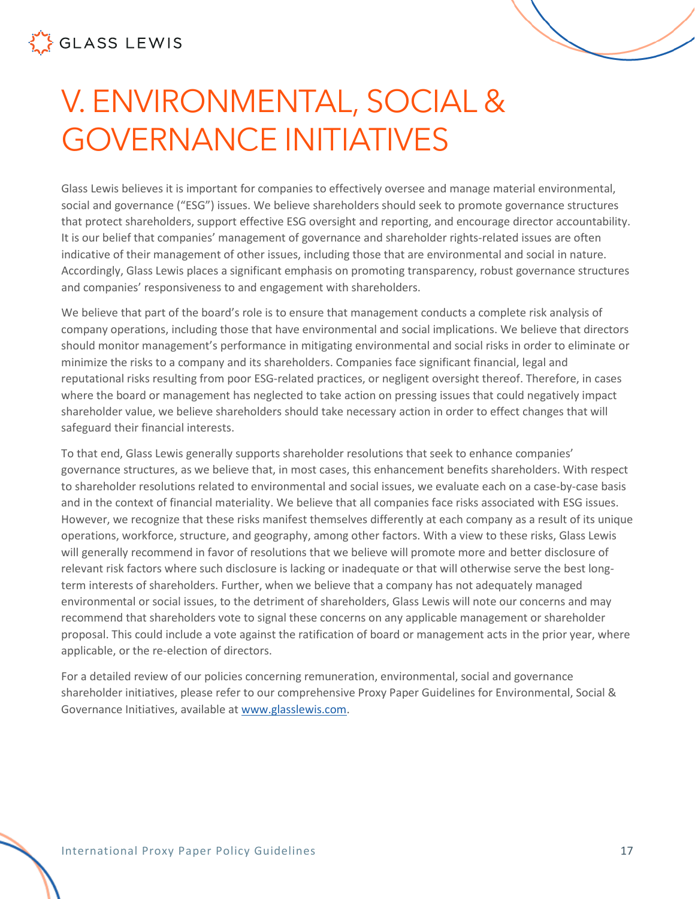# V. ENVIRONMENTAL, SOCIAL & GOVERNANCE INITIATIVES

Glass Lewis believes it is important for companies to effectively oversee and manage material environmental, social and governance ("ESG") issues. We believe shareholders should seek to promote governance structures that protect shareholders, support effective ESG oversight and reporting, and encourage director accountability. It is our belief that companies' management of governance and shareholder rights-related issues are often indicative of their management of other issues, including those that are environmental and social in nature. Accordingly, Glass Lewis places a significant emphasis on promoting transparency, robust governance structures and companies' responsiveness to and engagement with shareholders.

We believe that part of the board's role is to ensure that management conducts a complete risk analysis of company operations, including those that have environmental and social implications. We believe that directors should monitor management's performance in mitigating environmental and social risks in order to eliminate or minimize the risks to a company and its shareholders. Companies face significant financial, legal and reputational risks resulting from poor ESG-related practices, or negligent oversight thereof. Therefore, in cases where the board or management has neglected to take action on pressing issues that could negatively impact shareholder value, we believe shareholders should take necessary action in order to effect changes that will safeguard their financial interests.

To that end, Glass Lewis generally supports shareholder resolutions that seek to enhance companies' governance structures, as we believe that, in most cases, this enhancement benefits shareholders. With respect to shareholder resolutions related to environmental and social issues, we evaluate each on a case-by-case basis and in the context of financial materiality. We believe that all companies face risks associated with ESG issues. However, we recognize that these risks manifest themselves differently at each company as a result of its unique operations, workforce, structure, and geography, among other factors. With a view to these risks, Glass Lewis will generally recommend in favor of resolutions that we believe will promote more and better disclosure of relevant risk factors where such disclosure is lacking or inadequate or that will otherwise serve the best long-term interests of shareholders. Further, when we believe that a company has not adequately managed environmental or social issues, to the detriment of shareholders, Glass Lewis will note our concerns and may recommend that shareholders vote to signal these concerns on any applicable management or shareholder proposal. This could include a vote against the ratification of board or management acts in the prior year, where applicable, or the re-election of directors.

For a detailed review of our policies concerning remuneration, environmental, social and governance shareholder initiatives, please refer to our comprehensive Proxy Paper Guidelines for Environmental, Social & Governance Initiatives, available at [www.glasslewis.com](http://www.glasslewis.com).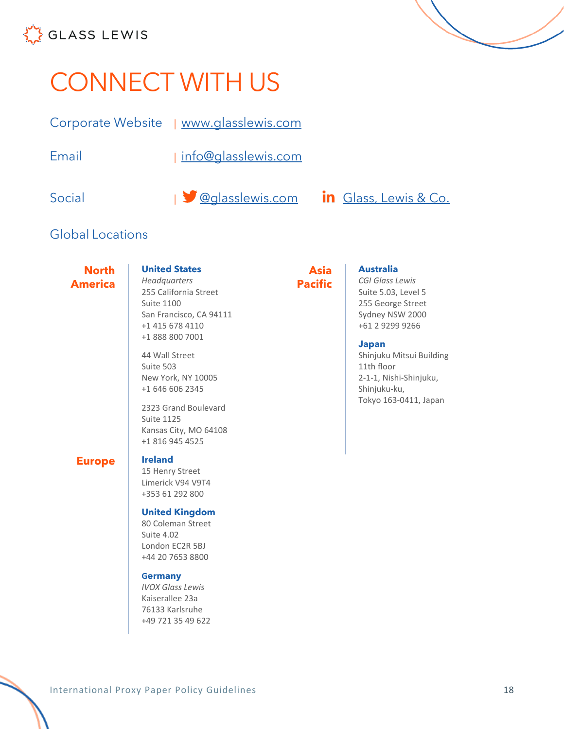# CONNECT WITH US

Corporate Website | [www.glasslewis.com](http://www.glasslewis.com)

Email | [info@glasslewis.com](mailto:info@glasslewis.com)

Social | @glasslewis.com   Glass, Lewis & Co.

## Global Locations

### North America

**United States**
*Headquarters*
255 California Street
Suite 1100
San Francisco, CA 94111
+1 415 678 4110
+1 888 800 7001

44 Wall Street
Suite 503
New York, NY 10005
+1 646 606 2345

2323 Grand Boulevard
Suite 1125
Kansas City, MO 64108
+1 816 945 4525

### Europe

**Ireland**
15 Henry Street
Limerick V94 V9T4
+353 61 292 800

**United Kingdom**
80 Coleman Street
Suite 4.02
London EC2R 5BJ
+44 20 7653 8800

**Germany**
*IVOX Glass Lewis*
Kaiserallee 23a
76133 Karlsruhe
+49 721 35 49 622

### Asia Pacific

**Australia**
*CGI Glass Lewis*
Suite 5.03, Level 5
255 George Street
Sydney NSW 2000
+61 2 9299 9266

**Japan**
Shinjuku Mitsui Building
11th floor
2-1-1, Nishi-Shinjuku,
Shinjuku-ku,
Tokyo 163-0411, Japan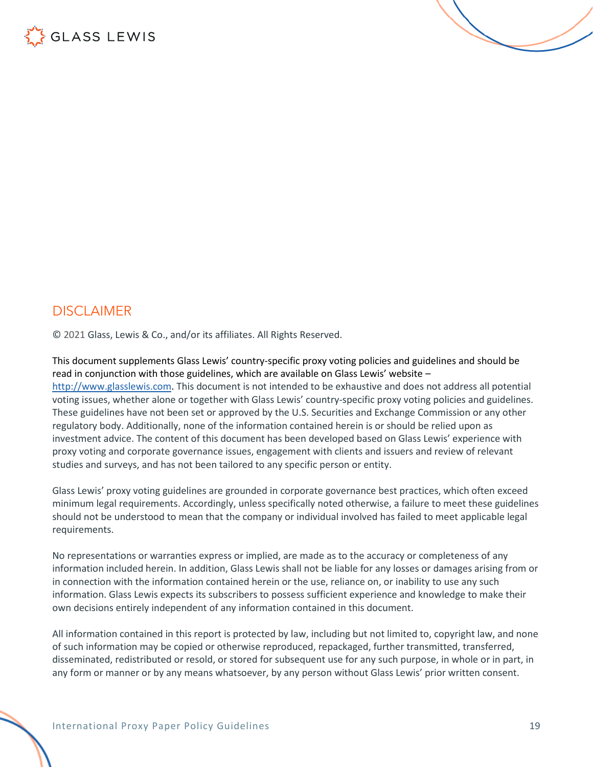## DISCLAIMER

© 2021 Glass, Lewis & Co., and/or its affiliates. All Rights Reserved.

This document supplements Glass Lewis' country-specific proxy voting policies and guidelines and should be read in conjunction with those guidelines, which are available on Glass Lewis' website – http://www.glasslewis.com. This document is not intended to be exhaustive and does not address all potential voting issues, whether alone or together with Glass Lewis' country-specific proxy voting policies and guidelines. These guidelines have not been set or approved by the U.S. Securities and Exchange Commission or any other regulatory body. Additionally, none of the information contained herein is or should be relied upon as investment advice. The content of this document has been developed based on Glass Lewis' experience with proxy voting and corporate governance issues, engagement with clients and issuers and review of relevant studies and surveys, and has not been tailored to any specific person or entity.

Glass Lewis' proxy voting guidelines are grounded in corporate governance best practices, which often exceed minimum legal requirements. Accordingly, unless specifically noted otherwise, a failure to meet these guidelines should not be understood to mean that the company or individual involved has failed to meet applicable legal requirements.

No representations or warranties express or implied, are made as to the accuracy or completeness of any information included herein. In addition, Glass Lewis shall not be liable for any losses or damages arising from or in connection with the information contained herein or the use, reliance on, or inability to use any such information. Glass Lewis expects its subscribers to possess sufficient experience and knowledge to make their own decisions entirely independent of any information contained in this document.

All information contained in this report is protected by law, including but not limited to, copyright law, and none of such information may be copied or otherwise reproduced, repackaged, further transmitted, transferred, disseminated, redistributed or resold, or stored for subsequent use for any such purpose, in whole or in part, in any form or manner or by any means whatsoever, by any person without Glass Lewis' prior written consent.